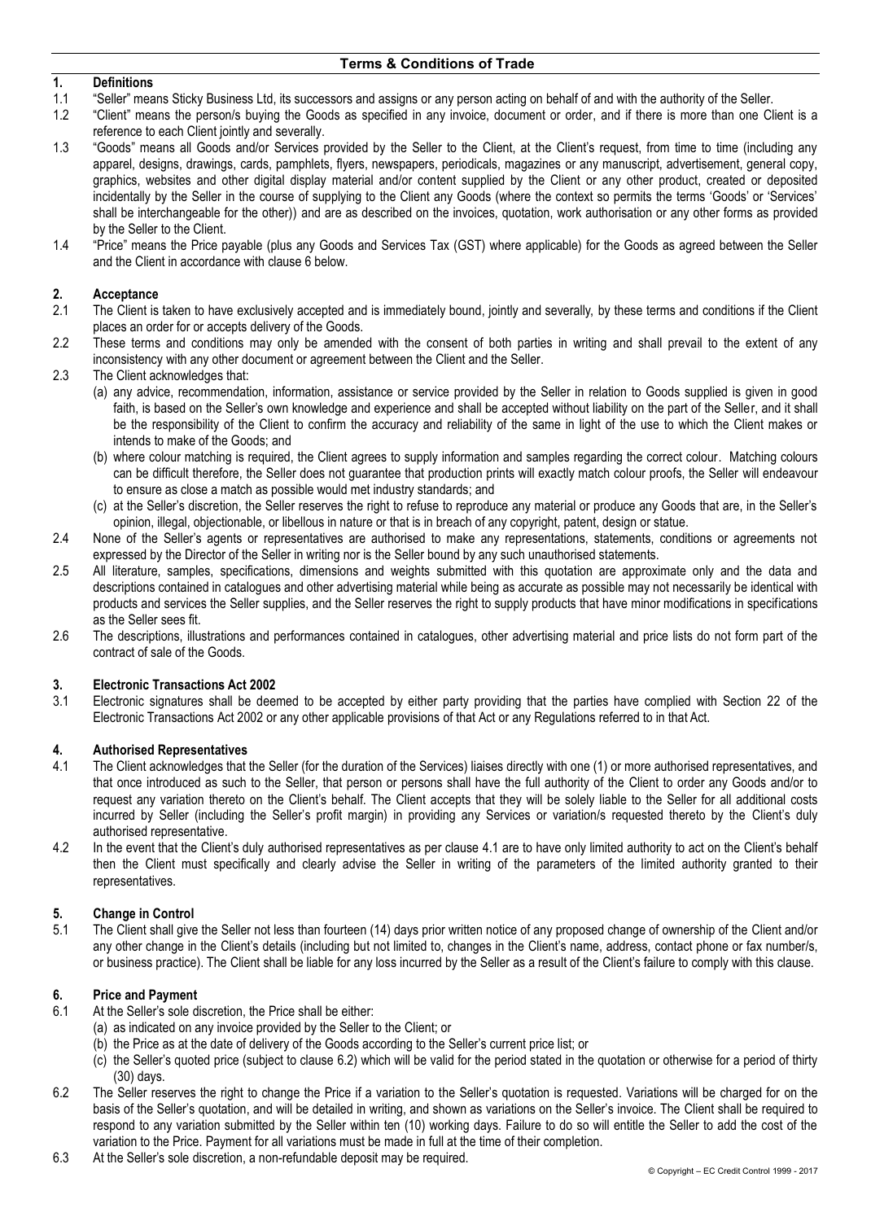## Terms & Conditions of Trade

### 1. Definitions

1.1 "Seller" means Sticky Business Ltd, its successors and assigns or any person acting on behalf of and with the authority of the Seller.

1.2 "Client" means the person/s buying the Goods as specified in any invoice, document or order, and if there is more than one Client is a reference to each Client jointly and severally.

1.3 "Goods" means all Goods and/or Services provided by the Seller to the Client, at the Client's request, from time to time (including any apparel, designs, drawings, cards, pamphlets, flyers, newspapers, periodicals, magazines or any manuscript, advertisement, general copy, graphics, websites and other digital display material and/or content supplied by the Client or any other product, created or deposited incidentally by the Seller in the course of supplying to the Client any Goods (where the context so permits the terms 'Goods' or 'Services' shall be interchangeable for the other)) and are as described on the invoices, quotation, work authorisation or any other forms as provided by the Seller to the Client.

1.4 "Price" means the Price payable (plus any Goods and Services Tax (GST) where applicable) for the Goods as agreed between the Seller and the Client in accordance with clause 6 below.

### 2. Acceptance

2.1 The Client is taken to have exclusively accepted and is immediately bound, jointly and severally, by these terms and conditions if the Client places an order for or accepts delivery of the Goods.

2.2 These terms and conditions may only be amended with the consent of both parties in writing and shall prevail to the extent of any inconsistency with any other document or agreement between the Client and the Seller.

2.3 The Client acknowledges that:

(a) any advice, recommendation, information, assistance or service provided by the Seller in relation to Goods supplied is given in good faith, is based on the Seller's own knowledge and experience and shall be accepted without liability on the part of the Seller, and it shall be the responsibility of the Client to confirm the accuracy and reliability of the same in light of the use to which the Client makes or intends to make of the Goods; and

(b) where colour matching is required, the Client agrees to supply information and samples regarding the correct colour. Matching colours can be difficult therefore, the Seller does not guarantee that production prints will exactly match colour proofs, the Seller will endeavour to ensure as close a match as possible would met industry standards; and

(c) at the Seller's discretion, the Seller reserves the right to refuse to reproduce any material or produce any Goods that are, in the Seller's opinion, illegal, objectionable, or libellous in nature or that is in breach of any copyright, patent, design or statue.

2.4 None of the Seller's agents or representatives are authorised to make any representations, statements, conditions or agreements not expressed by the Director of the Seller in writing nor is the Seller bound by any such unauthorised statements.

2.5 All literature, samples, specifications, dimensions and weights submitted with this quotation are approximate only and the data and descriptions contained in catalogues and other advertising material while being as accurate as possible may not necessarily be identical with products and services the Seller supplies, and the Seller reserves the right to supply products that have minor modifications in specifications as the Seller sees fit.

2.6 The descriptions, illustrations and performances contained in catalogues, other advertising material and price lists do not form part of the contract of sale of the Goods.

### 3. Electronic Transactions Act 2002

3.1 Electronic signatures shall be deemed to be accepted by either party providing that the parties have complied with Section 22 of the Electronic Transactions Act 2002 or any other applicable provisions of that Act or any Regulations referred to in that Act.

### 4. Authorised Representatives

4.1 The Client acknowledges that the Seller (for the duration of the Services) liaises directly with one (1) or more authorised representatives, and that once introduced as such to the Seller, that person or persons shall have the full authority of the Client to order any Goods and/or to request any variation thereto on the Client's behalf. The Client accepts that they will be solely liable to the Seller for all additional costs incurred by Seller (including the Seller's profit margin) in providing any Services or variation/s requested thereto by the Client's duly authorised representative.

4.2 In the event that the Client's duly authorised representatives as per clause 4.1 are to have only limited authority to act on the Client's behalf then the Client must specifically and clearly advise the Seller in writing of the parameters of the limited authority granted to their representatives.

### 5. Change in Control

5.1 The Client shall give the Seller not less than fourteen (14) days prior written notice of any proposed change of ownership of the Client and/or any other change in the Client's details (including but not limited to, changes in the Client's name, address, contact phone or fax number/s, or business practice). The Client shall be liable for any loss incurred by the Seller as a result of the Client's failure to comply with this clause.

### 6. Price and Payment

6.1 At the Seller's sole discretion, the Price shall be either:

(a) as indicated on any invoice provided by the Seller to the Client; or

(b) the Price as at the date of delivery of the Goods according to the Seller's current price list; or

(c) the Seller's quoted price (subject to clause 6.2) which will be valid for the period stated in the quotation or otherwise for a period of thirty (30) days.

6.2 The Seller reserves the right to change the Price if a variation to the Seller's quotation is requested. Variations will be charged for on the basis of the Seller's quotation, and will be detailed in writing, and shown as variations on the Seller's invoice. The Client shall be required to respond to any variation submitted by the Seller within ten (10) working days. Failure to do so will entitle the Seller to add the cost of the variation to the Price. Payment for all variations must be made in full at the time of their completion.

6.3 At the Seller's sole discretion, a non-refundable deposit may be required.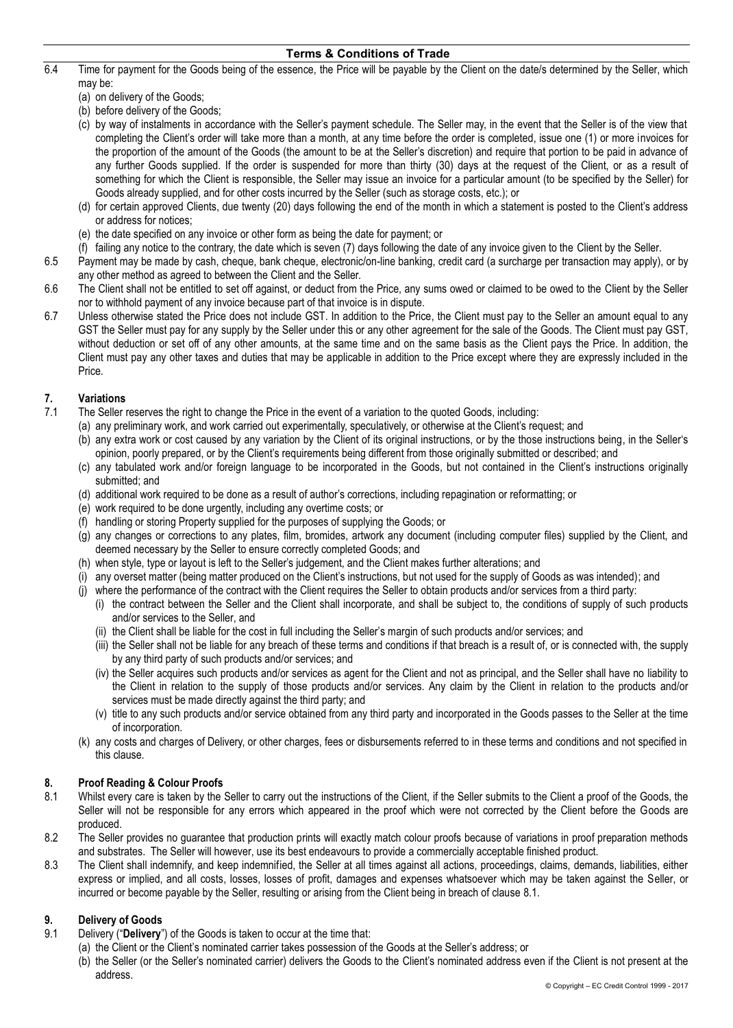6.4 Time for payment for the Goods being of the essence, the Price will be payable by the Client on the date/s determined by the Seller, which may be:
   (a) on delivery of the Goods;
   (b) before delivery of the Goods;
   (c) by way of instalments in accordance with the Seller's payment schedule. The Seller may, in the event that the Seller is of the view that completing the Client's order will take more than a month, at any time before the order is completed, issue one (1) or more invoices for the proportion of the amount of the Goods (the amount to be at the Seller's discretion) and require that portion to be paid in advance of any further Goods supplied. If the order is suspended for more than thirty (30) days at the request of the Client, or as a result of something for which the Client is responsible, the Seller may issue an invoice for a particular amount (to be specified by the Seller) for Goods already supplied, and for other costs incurred by the Seller (such as storage costs, etc.); or
   (d) for certain approved Clients, due twenty (20) days following the end of the month in which a statement is posted to the Client's address or address for notices;
   (e) the date specified on any invoice or other form as being the date for payment; or
   (f) failing any notice to the contrary, the date which is seven (7) days following the date of any invoice given to the Client by the Seller.

6.5 Payment may be made by cash, cheque, bank cheque, electronic/on-line banking, credit card (a surcharge per transaction may apply), or by any other method as agreed to between the Client and the Seller.

6.6 The Client shall not be entitled to set off against, or deduct from the Price, any sums owed or claimed to be owed to the Client by the Seller nor to withhold payment of any invoice because part of that invoice is in dispute.

6.7 Unless otherwise stated the Price does not include GST. In addition to the Price, the Client must pay to the Seller an amount equal to any GST the Seller must pay for any supply by the Seller under this or any other agreement for the sale of the Goods. The Client must pay GST, without deduction or set off of any other amounts, at the same time and on the same basis as the Client pays the Price. In addition, the Client must pay any other taxes and duties that may be applicable in addition to the Price except where they are expressly included in the Price.

## 7. Variations

7.1 The Seller reserves the right to change the Price in the event of a variation to the quoted Goods, including:
   (a) any preliminary work, and work carried out experimentally, speculatively, or otherwise at the Client's request; and
   (b) any extra work or cost caused by any variation by the Client of its original instructions, or by the those instructions being, in the Seller's opinion, poorly prepared, or by the Client's requirements being different from those originally submitted or described; and
   (c) any tabulated work and/or foreign language to be incorporated in the Goods, but not contained in the Client's instructions originally submitted; and
   (d) additional work required to be done as a result of author's corrections, including repagination or reformatting; or
   (e) work required to be done urgently, including any overtime costs; or
   (f) handling or storing Property supplied for the purposes of supplying the Goods; or
   (g) any changes or corrections to any plates, film, bromides, artwork any document (including computer files) supplied by the Client, and deemed necessary by the Seller to ensure correctly completed Goods; and
   (h) when style, type or layout is left to the Seller's judgement, and the Client makes further alterations; and
   (i) any overset matter (being matter produced on the Client's instructions, but not used for the supply of Goods as was intended); and
   (j) where the performance of the contract with the Client requires the Seller to obtain products and/or services from a third party:
      (i) the contract between the Seller and the Client shall incorporate, and shall be subject to, the conditions of supply of such products and/or services to the Seller, and
      (ii) the Client shall be liable for the cost in full including the Seller's margin of such products and/or services; and
      (iii) the Seller shall not be liable for any breach of these terms and conditions if that breach is a result of, or is connected with, the supply by any third party of such products and/or services; and
      (iv) the Seller acquires such products and/or services as agent for the Client and not as principal, and the Seller shall have no liability to the Client in relation to the supply of those products and/or services. Any claim by the Client in relation to the products and/or services must be made directly against the third party; and
      (v) title to any such products and/or service obtained from any third party and incorporated in the Goods passes to the Seller at the time of incorporation.
   (k) any costs and charges of Delivery, or other charges, fees or disbursements referred to in these terms and conditions and not specified in this clause.

## 8. Proof Reading & Colour Proofs

8.1 Whilst every care is taken by the Seller to carry out the instructions of the Client, if the Seller submits to the Client a proof of the Goods, the Seller will not be responsible for any errors which appeared in the proof which were not corrected by the Client before the Goods are produced.

8.2 The Seller provides no guarantee that production prints will exactly match colour proofs because of variations in proof preparation methods and substrates. The Seller will however, use its best endeavours to provide a commercially acceptable finished product.

8.3 The Client shall indemnify, and keep indemnified, the Seller at all times against all actions, proceedings, claims, demands, liabilities, either express or implied, and all costs, losses, losses of profit, damages and expenses whatsoever which may be taken against the Seller, or incurred or become payable by the Seller, resulting or arising from the Client being in breach of clause 8.1.

## 9. Delivery of Goods

9.1 Delivery ("**Delivery**") of the Goods is taken to occur at the time that:
   (a) the Client or the Client's nominated carrier takes possession of the Goods at the Seller's address; or
   (b) the Seller (or the Seller's nominated carrier) delivers the Goods to the Client's nominated address even if the Client is not present at the address.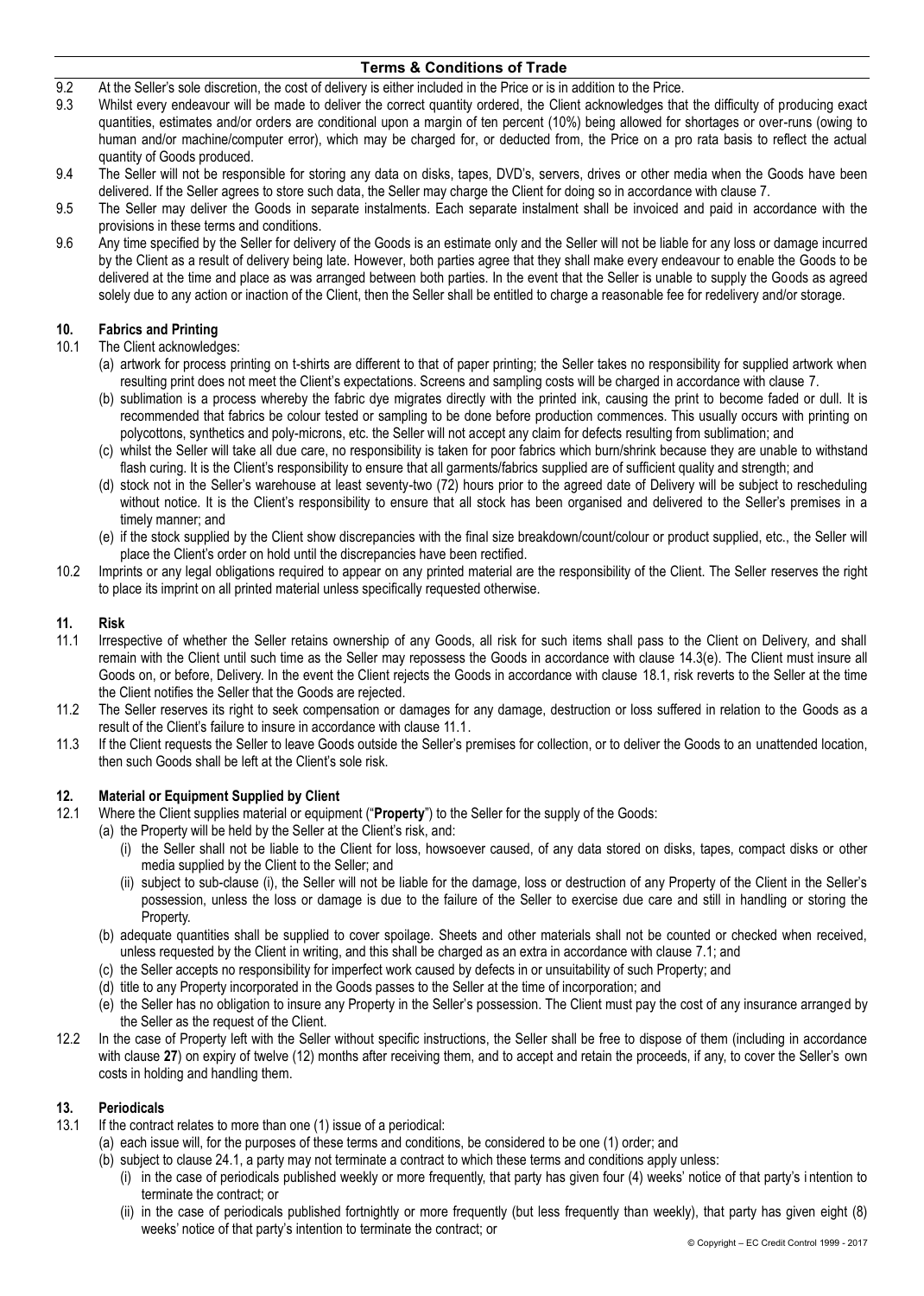9.2 At the Seller's sole discretion, the cost of delivery is either included in the Price or is in addition to the Price.

9.3 Whilst every endeavour will be made to deliver the correct quantity ordered, the Client acknowledges that the difficulty of producing exact quantities, estimates and/or orders are conditional upon a margin of ten percent (10%) being allowed for shortages or over-runs (owing to human and/or machine/computer error), which may be charged for, or deducted from, the Price on a pro rata basis to reflect the actual quantity of Goods produced.

9.4 The Seller will not be responsible for storing any data on disks, tapes, DVD's, servers, drives or other media when the Goods have been delivered. If the Seller agrees to store such data, the Seller may charge the Client for doing so in accordance with clause 7.

9.5 The Seller may deliver the Goods in separate instalments. Each separate instalment shall be invoiced and paid in accordance with the provisions in these terms and conditions.

9.6 Any time specified by the Seller for delivery of the Goods is an estimate only and the Seller will not be liable for any loss or damage incurred by the Client as a result of delivery being late. However, both parties agree that they shall make every endeavour to enable the Goods to be delivered at the time and place as was arranged between both parties. In the event that the Seller is unable to supply the Goods as agreed solely due to any action or inaction of the Client, then the Seller shall be entitled to charge a reasonable fee for redelivery and/or storage.

## 10. Fabrics and Printing

10.1 The Client acknowledges:

(a) artwork for process printing on t-shirts are different to that of paper printing; the Seller takes no responsibility for supplied artwork when resulting print does not meet the Client's expectations. Screens and sampling costs will be charged in accordance with clause 7.

(b) sublimation is a process whereby the fabric dye migrates directly with the printed ink, causing the print to become faded or dull. It is recommended that fabrics be colour tested or sampling to be done before production commences. This usually occurs with printing on polycottons, synthetics and poly-microns, etc. the Seller will not accept any claim for defects resulting from sublimation; and

(c) whilst the Seller will take all due care, no responsibility is taken for poor fabrics which burn/shrink because they are unable to withstand flash curing. It is the Client's responsibility to ensure that all garments/fabrics supplied are of sufficient quality and strength; and

(d) stock not in the Seller's warehouse at least seventy-two (72) hours prior to the agreed date of Delivery will be subject to rescheduling without notice. It is the Client's responsibility to ensure that all stock has been organised and delivered to the Seller's premises in a timely manner; and

(e) if the stock supplied by the Client show discrepancies with the final size breakdown/count/colour or product supplied, etc., the Seller will place the Client's order on hold until the discrepancies have been rectified.

10.2 Imprints or any legal obligations required to appear on any printed material are the responsibility of the Client. The Seller reserves the right to place its imprint on all printed material unless specifically requested otherwise.

## 11. Risk

11.1 Irrespective of whether the Seller retains ownership of any Goods, all risk for such items shall pass to the Client on Delivery, and shall remain with the Client until such time as the Seller may repossess the Goods in accordance with clause 14.3(e). The Client must insure all Goods on, or before, Delivery. In the event the Client rejects the Goods in accordance with clause 18.1, risk reverts to the Seller at the time the Client notifies the Seller that the Goods are rejected.

11.2 The Seller reserves its right to seek compensation or damages for any damage, destruction or loss suffered in relation to the Goods as a result of the Client's failure to insure in accordance with clause 11.1.

11.3 If the Client requests the Seller to leave Goods outside the Seller's premises for collection, or to deliver the Goods to an unattended location, then such Goods shall be left at the Client's sole risk.

## 12. Material or Equipment Supplied by Client

12.1 Where the Client supplies material or equipment ("**Property**") to the Seller for the supply of the Goods:

(a) the Property will be held by the Seller at the Client's risk, and:

(i) the Seller shall not be liable to the Client for loss, howsoever caused, of any data stored on disks, tapes, compact disks or other media supplied by the Client to the Seller; and

(ii) subject to sub-clause (i), the Seller will not be liable for the damage, loss or destruction of any Property of the Client in the Seller's possession, unless the loss or damage is due to the failure of the Seller to exercise due care and still in handling or storing the Property.

(b) adequate quantities shall be supplied to cover spoilage. Sheets and other materials shall not be counted or checked when received, unless requested by the Client in writing, and this shall be charged as an extra in accordance with clause 7.1; and

(c) the Seller accepts no responsibility for imperfect work caused by defects in or unsuitability of such Property; and

(d) title to any Property incorporated in the Goods passes to the Seller at the time of incorporation; and

(e) the Seller has no obligation to insure any Property in the Seller's possession. The Client must pay the cost of any insurance arranged by the Seller as the request of the Client.

12.2 In the case of Property left with the Seller without specific instructions, the Seller shall be free to dispose of them (including in accordance with clause **27**) on expiry of twelve (12) months after receiving them, and to accept and retain the proceeds, if any, to cover the Seller's own costs in holding and handling them.

## 13. Periodicals

13.1 If the contract relates to more than one (1) issue of a periodical:

(a) each issue will, for the purposes of these terms and conditions, be considered to be one (1) order; and

(b) subject to clause 24.1, a party may not terminate a contract to which these terms and conditions apply unless:

(i) in the case of periodicals published weekly or more frequently, that party has given four (4) weeks' notice of that party's intention to terminate the contract; or

(ii) in the case of periodicals published fortnightly or more frequently (but less frequently than weekly), that party has given eight (8) weeks' notice of that party's intention to terminate the contract; or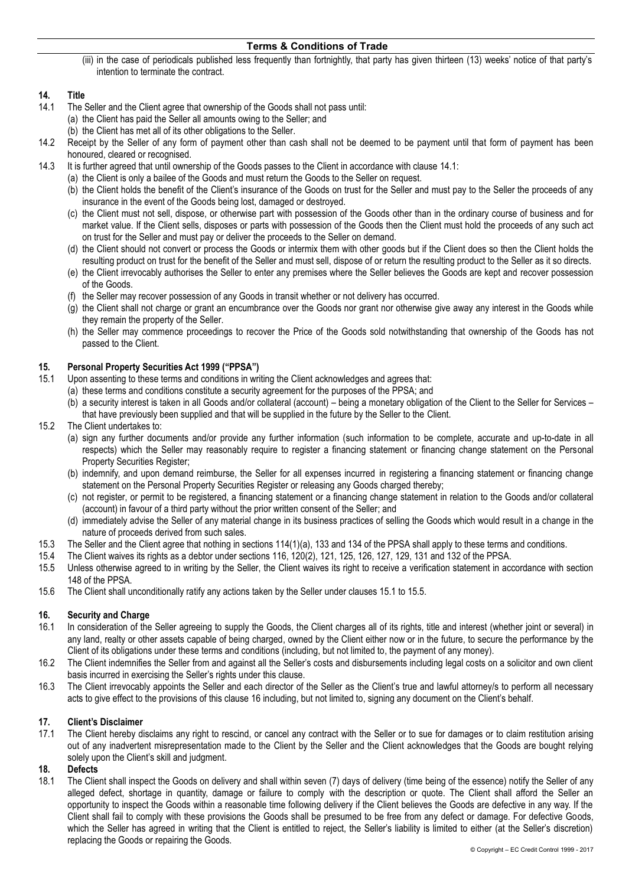(iii) in the case of periodicals published less frequently than fortnightly, that party has given thirteen (13) weeks' notice of that party's intention to terminate the contract.

## 14. Title

14.1 The Seller and the Client agree that ownership of the Goods shall not pass until:

- (a) the Client has paid the Seller all amounts owing to the Seller; and
- (b) the Client has met all of its other obligations to the Seller.

14.2 Receipt by the Seller of any form of payment other than cash shall not be deemed to be payment until that form of payment has been honoured, cleared or recognised.

14.3 It is further agreed that until ownership of the Goods passes to the Client in accordance with clause 14.1:

- (a) the Client is only a bailee of the Goods and must return the Goods to the Seller on request.
- (b) the Client holds the benefit of the Client's insurance of the Goods on trust for the Seller and must pay to the Seller the proceeds of any insurance in the event of the Goods being lost, damaged or destroyed.
- (c) the Client must not sell, dispose, or otherwise part with possession of the Goods other than in the ordinary course of business and for market value. If the Client sells, disposes or parts with possession of the Goods then the Client must hold the proceeds of any such act on trust for the Seller and must pay or deliver the proceeds to the Seller on demand.
- (d) the Client should not convert or process the Goods or intermix them with other goods but if the Client does so then the Client holds the resulting product on trust for the benefit of the Seller and must sell, dispose of or return the resulting product to the Seller as it so directs.
- (e) the Client irrevocably authorises the Seller to enter any premises where the Seller believes the Goods are kept and recover possession of the Goods.
- (f) the Seller may recover possession of any Goods in transit whether or not delivery has occurred.
- (g) the Client shall not charge or grant an encumbrance over the Goods nor grant nor otherwise give away any interest in the Goods while they remain the property of the Seller.
- (h) the Seller may commence proceedings to recover the Price of the Goods sold notwithstanding that ownership of the Goods has not passed to the Client.

## 15. Personal Property Securities Act 1999 ("PPSA")

15.1 Upon assenting to these terms and conditions in writing the Client acknowledges and agrees that:

- (a) these terms and conditions constitute a security agreement for the purposes of the PPSA; and
- (b) a security interest is taken in all Goods and/or collateral (account) – being a monetary obligation of the Client to the Seller for Services – that have previously been supplied and that will be supplied in the future by the Seller to the Client.

15.2 The Client undertakes to:

- (a) sign any further documents and/or provide any further information (such information to be complete, accurate and up-to-date in all respects) which the Seller may reasonably require to register a financing statement or financing change statement on the Personal Property Securities Register;
- (b) indemnify, and upon demand reimburse, the Seller for all expenses incurred in registering a financing statement or financing change statement on the Personal Property Securities Register or releasing any Goods charged thereby;
- (c) not register, or permit to be registered, a financing statement or a financing change statement in relation to the Goods and/or collateral (account) in favour of a third party without the prior written consent of the Seller; and
- (d) immediately advise the Seller of any material change in its business practices of selling the Goods which would result in a change in the nature of proceeds derived from such sales.

15.3 The Seller and the Client agree that nothing in sections 114(1)(a), 133 and 134 of the PPSA shall apply to these terms and conditions.

15.4 The Client waives its rights as a debtor under sections 116, 120(2), 121, 125, 126, 127, 129, 131 and 132 of the PPSA.

15.5 Unless otherwise agreed to in writing by the Seller, the Client waives its right to receive a verification statement in accordance with section 148 of the PPSA.

15.6 The Client shall unconditionally ratify any actions taken by the Seller under clauses 15.1 to 15.5.

## 16. Security and Charge

16.1 In consideration of the Seller agreeing to supply the Goods, the Client charges all of its rights, title and interest (whether joint or several) in any land, realty or other assets capable of being charged, owned by the Client either now or in the future, to secure the performance by the Client of its obligations under these terms and conditions (including, but not limited to, the payment of any money).

16.2 The Client indemnifies the Seller from and against all the Seller's costs and disbursements including legal costs on a solicitor and own client basis incurred in exercising the Seller's rights under this clause.

16.3 The Client irrevocably appoints the Seller and each director of the Seller as the Client's true and lawful attorney/s to perform all necessary acts to give effect to the provisions of this clause 16 including, but not limited to, signing any document on the Client's behalf.

## 17. Client's Disclaimer

17.1 The Client hereby disclaims any right to rescind, or cancel any contract with the Seller or to sue for damages or to claim restitution arising out of any inadvertent misrepresentation made to the Client by the Seller and the Client acknowledges that the Goods are bought relying solely upon the Client's skill and judgment.

## 18. Defects

18.1 The Client shall inspect the Goods on delivery and shall within seven (7) days of delivery (time being of the essence) notify the Seller of any alleged defect, shortage in quantity, damage or failure to comply with the description or quote. The Client shall afford the Seller an opportunity to inspect the Goods within a reasonable time following delivery if the Client believes the Goods are defective in any way. If the Client shall fail to comply with these provisions the Goods shall be presumed to be free from any defect or damage. For defective Goods, which the Seller has agreed in writing that the Client is entitled to reject, the Seller's liability is limited to either (at the Seller's discretion) replacing the Goods or repairing the Goods.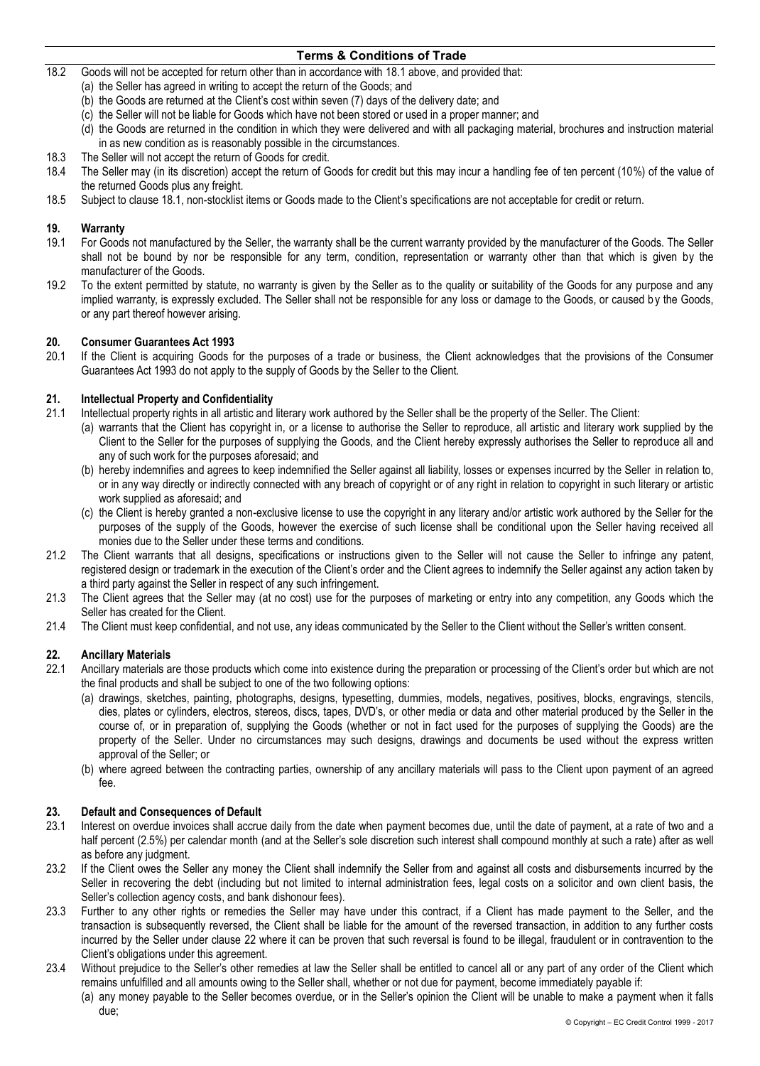18.2 Goods will not be accepted for return other than in accordance with 18.1 above, and provided that:

(a) the Seller has agreed in writing to accept the return of the Goods; and

(b) the Goods are returned at the Client's cost within seven (7) days of the delivery date; and

(c) the Seller will not be liable for Goods which have not been stored or used in a proper manner; and

(d) the Goods are returned in the condition in which they were delivered and with all packaging material, brochures and instruction material in as new condition as is reasonably possible in the circumstances.

18.3 The Seller will not accept the return of Goods for credit.

18.4 The Seller may (in its discretion) accept the return of Goods for credit but this may incur a handling fee of ten percent (10%) of the value of the returned Goods plus any freight.

18.5 Subject to clause 18.1, non-stocklist items or Goods made to the Client's specifications are not acceptable for credit or return.

## 19. Warranty

19.1 For Goods not manufactured by the Seller, the warranty shall be the current warranty provided by the manufacturer of the Goods. The Seller shall not be bound by nor be responsible for any term, condition, representation or warranty other than that which is given by the manufacturer of the Goods.

19.2 To the extent permitted by statute, no warranty is given by the Seller as to the quality or suitability of the Goods for any purpose and any implied warranty, is expressly excluded. The Seller shall not be responsible for any loss or damage to the Goods, or caused by the Goods, or any part thereof however arising.

## 20. Consumer Guarantees Act 1993

20.1 If the Client is acquiring Goods for the purposes of a trade or business, the Client acknowledges that the provisions of the Consumer Guarantees Act 1993 do not apply to the supply of Goods by the Seller to the Client.

## 21. Intellectual Property and Confidentiality

21.1 Intellectual property rights in all artistic and literary work authored by the Seller shall be the property of the Seller. The Client:

(a) warrants that the Client has copyright in, or a license to authorise the Seller to reproduce, all artistic and literary work supplied by the Client to the Seller for the purposes of supplying the Goods, and the Client hereby expressly authorises the Seller to reproduce all and any of such work for the purposes aforesaid; and

(b) hereby indemnifies and agrees to keep indemnified the Seller against all liability, losses or expenses incurred by the Seller in relation to, or in any way directly or indirectly connected with any breach of copyright or of any right in relation to copyright in such literary or artistic work supplied as aforesaid; and

(c) the Client is hereby granted a non-exclusive license to use the copyright in any literary and/or artistic work authored by the Seller for the purposes of the supply of the Goods, however the exercise of such license shall be conditional upon the Seller having received all monies due to the Seller under these terms and conditions.

21.2 The Client warrants that all designs, specifications or instructions given to the Seller will not cause the Seller to infringe any patent, registered design or trademark in the execution of the Client's order and the Client agrees to indemnify the Seller against any action taken by a third party against the Seller in respect of any such infringement.

21.3 The Client agrees that the Seller may (at no cost) use for the purposes of marketing or entry into any competition, any Goods which the Seller has created for the Client.

21.4 The Client must keep confidential, and not use, any ideas communicated by the Seller to the Client without the Seller's written consent.

## 22. Ancillary Materials

22.1 Ancillary materials are those products which come into existence during the preparation or processing of the Client's order but which are not the final products and shall be subject to one of the two following options:

(a) drawings, sketches, painting, photographs, designs, typesetting, dummies, models, negatives, positives, blocks, engravings, stencils, dies, plates or cylinders, electros, stereos, discs, tapes, DVD's, or other media or data and other material produced by the Seller in the course of, or in preparation of, supplying the Goods (whether or not in fact used for the purposes of supplying the Goods) are the property of the Seller. Under no circumstances may such designs, drawings and documents be used without the express written approval of the Seller; or

(b) where agreed between the contracting parties, ownership of any ancillary materials will pass to the Client upon payment of an agreed fee.

## 23. Default and Consequences of Default

23.1 Interest on overdue invoices shall accrue daily from the date when payment becomes due, until the date of payment, at a rate of two and a half percent (2.5%) per calendar month (and at the Seller's sole discretion such interest shall compound monthly at such a rate) after as well as before any judgment.

23.2 If the Client owes the Seller any money the Client shall indemnify the Seller from and against all costs and disbursements incurred by the Seller in recovering the debt (including but not limited to internal administration fees, legal costs on a solicitor and own client basis, the Seller's collection agency costs, and bank dishonour fees).

23.3 Further to any other rights or remedies the Seller may have under this contract, if a Client has made payment to the Seller, and the transaction is subsequently reversed, the Client shall be liable for the amount of the reversed transaction, in addition to any further costs incurred by the Seller under clause 22 where it can be proven that such reversal is found to be illegal, fraudulent or in contravention to the Client's obligations under this agreement.

23.4 Without prejudice to the Seller's other remedies at law the Seller shall be entitled to cancel all or any part of any order of the Client which remains unfulfilled and all amounts owing to the Seller shall, whether or not due for payment, become immediately payable if:

(a) any money payable to the Seller becomes overdue, or in the Seller's opinion the Client will be unable to make a payment when it falls due;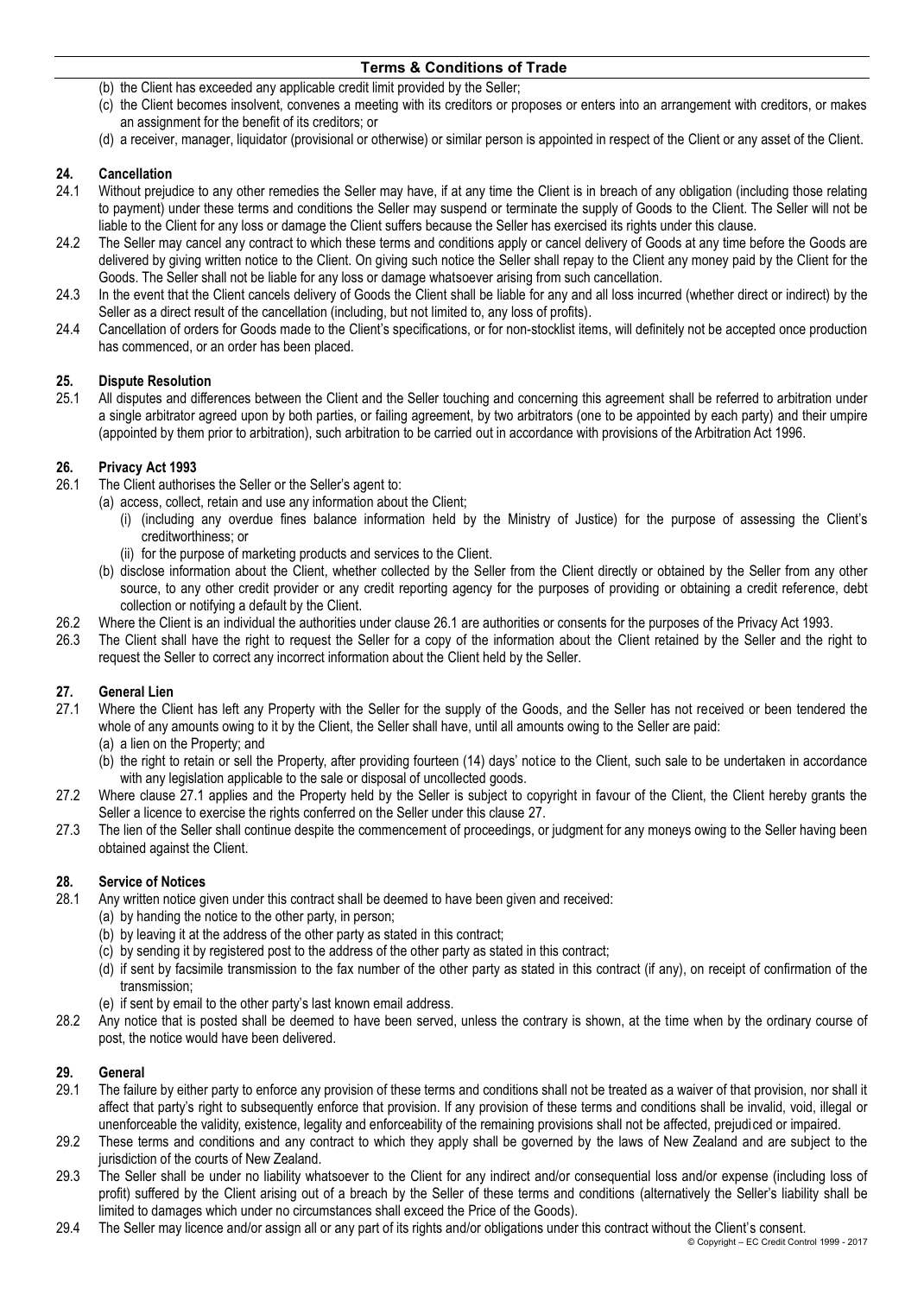(b) the Client has exceeded any applicable credit limit provided by the Seller;

(c) the Client becomes insolvent, convenes a meeting with its creditors or proposes or enters into an arrangement with creditors, or makes an assignment for the benefit of its creditors; or

(d) a receiver, manager, liquidator (provisional or otherwise) or similar person is appointed in respect of the Client or any asset of the Client.

## 24. Cancellation

24.1 Without prejudice to any other remedies the Seller may have, if at any time the Client is in breach of any obligation (including those relating to payment) under these terms and conditions the Seller may suspend or terminate the supply of Goods to the Client. The Seller will not be liable to the Client for any loss or damage the Client suffers because the Seller has exercised its rights under this clause.

24.2 The Seller may cancel any contract to which these terms and conditions apply or cancel delivery of Goods at any time before the Goods are delivered by giving written notice to the Client. On giving such notice the Seller shall repay to the Client any money paid by the Client for the Goods. The Seller shall not be liable for any loss or damage whatsoever arising from such cancellation.

24.3 In the event that the Client cancels delivery of Goods the Client shall be liable for any and all loss incurred (whether direct or indirect) by the Seller as a direct result of the cancellation (including, but not limited to, any loss of profits).

24.4 Cancellation of orders for Goods made to the Client's specifications, or for non-stocklist items, will definitely not be accepted once production has commenced, or an order has been placed.

## 25. Dispute Resolution

25.1 All disputes and differences between the Client and the Seller touching and concerning this agreement shall be referred to arbitration under a single arbitrator agreed upon by both parties, or failing agreement, by two arbitrators (one to be appointed by each party) and their umpire (appointed by them prior to arbitration), such arbitration to be carried out in accordance with provisions of the Arbitration Act 1996.

## 26. Privacy Act 1993

26.1 The Client authorises the Seller or the Seller's agent to:

(a) access, collect, retain and use any information about the Client;

(i) (including any overdue fines balance information held by the Ministry of Justice) for the purpose of assessing the Client's creditworthiness; or

(ii) for the purpose of marketing products and services to the Client.

(b) disclose information about the Client, whether collected by the Seller from the Client directly or obtained by the Seller from any other source, to any other credit provider or any credit reporting agency for the purposes of providing or obtaining a credit reference, debt collection or notifying a default by the Client.

26.2 Where the Client is an individual the authorities under clause 26.1 are authorities or consents for the purposes of the Privacy Act 1993.

26.3 The Client shall have the right to request the Seller for a copy of the information about the Client retained by the Seller and the right to request the Seller to correct any incorrect information about the Client held by the Seller.

## 27. General Lien

27.1 Where the Client has left any Property with the Seller for the supply of the Goods, and the Seller has not received or been tendered the whole of any amounts owing to it by the Client, the Seller shall have, until all amounts owing to the Seller are paid:

(a) a lien on the Property; and

(b) the right to retain or sell the Property, after providing fourteen (14) days' notice to the Client, such sale to be undertaken in accordance with any legislation applicable to the sale or disposal of uncollected goods.

27.2 Where clause 27.1 applies and the Property held by the Seller is subject to copyright in favour of the Client, the Client hereby grants the Seller a licence to exercise the rights conferred on the Seller under this clause 27.

27.3 The lien of the Seller shall continue despite the commencement of proceedings, or judgment for any moneys owing to the Seller having been obtained against the Client.

## 28. Service of Notices

28.1 Any written notice given under this contract shall be deemed to have been given and received:

(a) by handing the notice to the other party, in person;

(b) by leaving it at the address of the other party as stated in this contract;

(c) by sending it by registered post to the address of the other party as stated in this contract;

(d) if sent by facsimile transmission to the fax number of the other party as stated in this contract (if any), on receipt of confirmation of the transmission;

(e) if sent by email to the other party's last known email address.

28.2 Any notice that is posted shall be deemed to have been served, unless the contrary is shown, at the time when by the ordinary course of post, the notice would have been delivered.

## 29. General

29.1 The failure by either party to enforce any provision of these terms and conditions shall not be treated as a waiver of that provision, nor shall it affect that party's right to subsequently enforce that provision. If any provision of these terms and conditions shall be invalid, void, illegal or unenforceable the validity, existence, legality and enforceability of the remaining provisions shall not be affected, prejudiced or impaired.

29.2 These terms and conditions and any contract to which they apply shall be governed by the laws of New Zealand and are subject to the jurisdiction of the courts of New Zealand.

29.3 The Seller shall be under no liability whatsoever to the Client for any indirect and/or consequential loss and/or expense (including loss of profit) suffered by the Client arising out of a breach by the Seller of these terms and conditions (alternatively the Seller's liability shall be limited to damages which under no circumstances shall exceed the Price of the Goods).

29.4 The Seller may licence and/or assign all or any part of its rights and/or obligations under this contract without the Client's consent.

© Copyright – EC Credit Control 1999 - 2017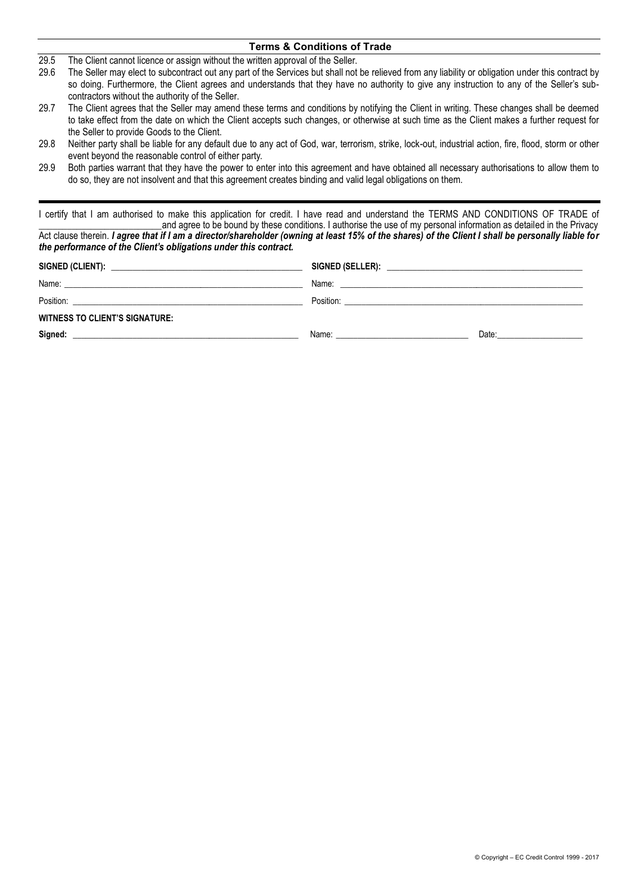## Terms & Conditions of Trade

29.5 The Client cannot licence or assign without the written approval of the Seller.

29.6 The Seller may elect to subcontract out any part of the Services but shall not be relieved from any liability or obligation under this contract by so doing. Furthermore, the Client agrees and understands that they have no authority to give any instruction to any of the Seller's sub-contractors without the authority of the Seller.

29.7 The Client agrees that the Seller may amend these terms and conditions by notifying the Client in writing. These changes shall be deemed to take effect from the date on which the Client accepts such changes, or otherwise at such time as the Client makes a further request for the Seller to provide Goods to the Client.

29.8 Neither party shall be liable for any default due to any act of God, war, terrorism, strike, lock-out, industrial action, fire, flood, storm or other event beyond the reasonable control of either party.

29.9 Both parties warrant that they have the power to enter into this agreement and have obtained all necessary authorisations to allow them to do so, they are not insolvent and that this agreement creates binding and valid legal obligations on them.

---

I certify that I am authorised to make this application for credit. I have read and understand the TERMS AND CONDITIONS OF TRADE of \_\_\_\_\_\_\_\_\_\_\_\_\_\_\_\_\_\_\_\_\_\_\_\_\_\_ and agree to be bound by these conditions. I authorise the use of my personal information as detailed in the Privacy Act clause therein. ***I agree that if I am a director/shareholder (owning at least 15% of the shares) of the Client I shall be personally liable for the performance of the Client's obligations under this contract.***

**SIGNED (CLIENT):** \_\_\_\_\_\_\_\_\_\_\_\_\_\_\_\_\_\_\_\_\_\_\_\_\_\_\_\_\_\_\_\_\_\_\_\_\_\_\_\_ **SIGNED (SELLER):** \_\_\_\_\_\_\_\_\_\_\_\_\_\_\_\_\_\_\_\_\_\_\_\_\_\_\_\_\_\_\_\_\_\_\_\_\_\_\_\_

Name: \_\_\_\_\_\_\_\_\_\_\_\_\_\_\_\_\_\_\_\_\_\_\_\_\_\_\_\_\_\_\_\_\_\_\_\_\_\_\_\_ Name: \_\_\_\_\_\_\_\_\_\_\_\_\_\_\_\_\_\_\_\_\_\_\_\_\_\_\_\_\_\_\_\_\_\_\_\_\_\_\_\_

Position: \_\_\_\_\_\_\_\_\_\_\_\_\_\_\_\_\_\_\_\_\_\_\_\_\_\_\_\_\_\_\_\_\_\_\_\_\_\_\_\_ Position: \_\_\_\_\_\_\_\_\_\_\_\_\_\_\_\_\_\_\_\_\_\_\_\_\_\_\_\_\_\_\_\_\_\_\_\_\_\_\_\_

**WITNESS TO CLIENT'S SIGNATURE:**

**Signed:** \_\_\_\_\_\_\_\_\_\_\_\_\_\_\_\_\_\_\_\_\_\_\_\_\_\_\_\_\_\_\_\_\_\_\_\_\_\_\_\_ Name: \_\_\_\_\_\_\_\_\_\_\_\_\_\_\_\_\_\_\_\_\_\_\_\_\_\_\_\_\_\_ Date: \_\_\_\_\_\_\_\_\_\_\_\_\_\_\_\_\_\_\_\_

© Copyright – EC Credit Control 1999 - 2017